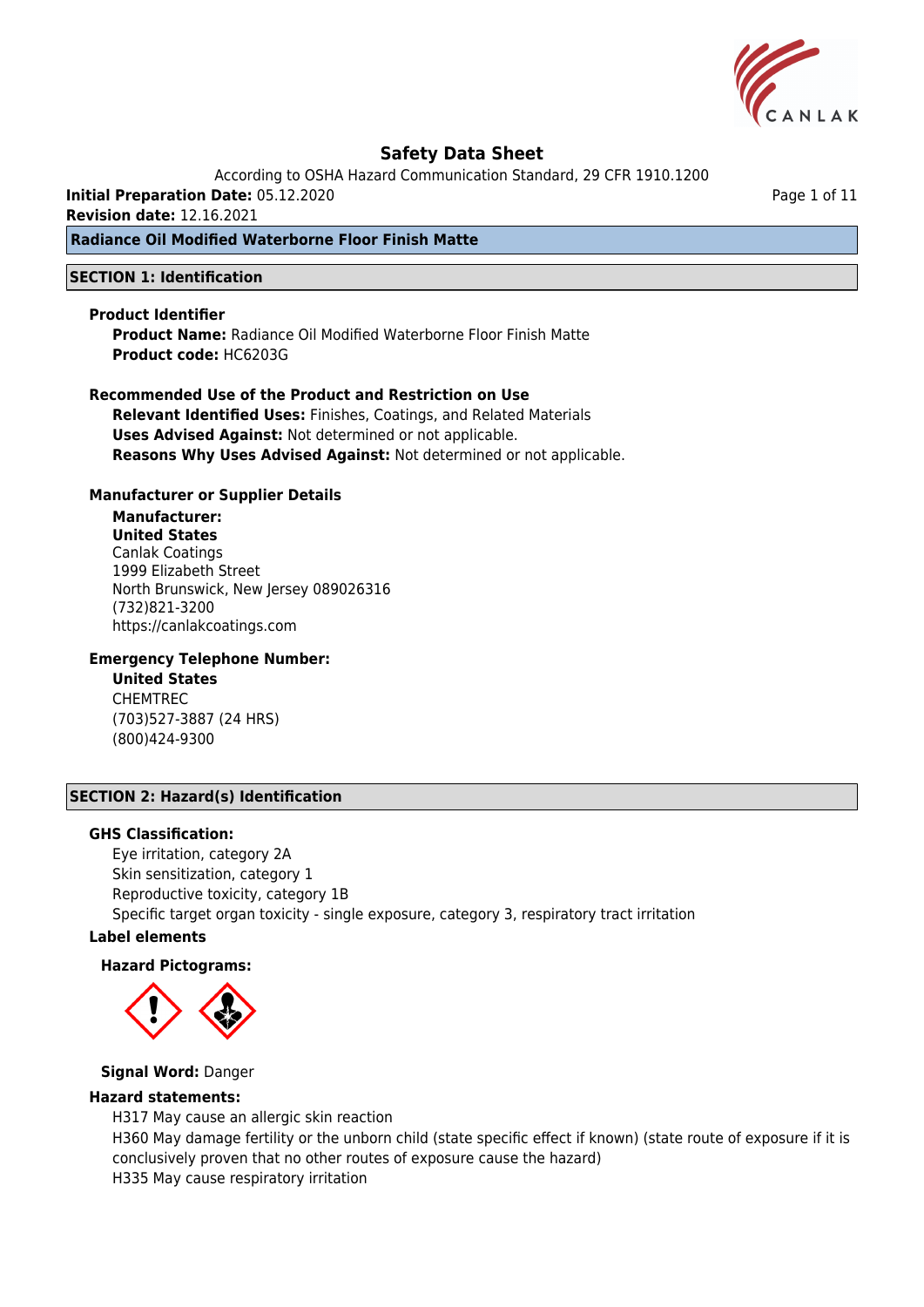# Safety Data Sheet

According to OSHA Hazard Communication Standard, 29 CFR 1910.1200

**Initial Preparation Date:** 05.12.2020

**Revision date:** 12.16.2021

## Radiance Oil Modified Waterborne Floor Finish Matte

## SECTION 1: Identification

### Product Identifier

**Product Name:** Radiance Oil Modified Waterborne Floor Finish Matte

**Product code:** HC6203G

### Recommended Use of the Product and Restriction on Use

**Relevant Identified Uses:** Finishes, Coatings, and Related Materials

**Uses Advised Against:** Not determined or not applicable.

**Reasons Why Uses Advised Against:** Not determined or not applicable.

### Manufacturer or Supplier Details

**Manufacturer:**

**United States**

Canlak Coatings
1999 Elizabeth Street
North Brunswick, New Jersey 089026316
(732)821-3200
https://canlakcoatings.com

### Emergency Telephone Number:

**United States**

CHEMTREC
(703)527-3887 (24 HRS)
(800)424-9300

## SECTION 2: Hazard(s) Identification

### GHS Classification:

Eye irritation, category 2A
Skin sensitization, category 1
Reproductive toxicity, category 1B
Specific target organ toxicity - single exposure, category 3, respiratory tract irritation

### Label elements

**Hazard Pictograms:**

**Signal Word:** Danger

### Hazard statements:

H317 May cause an allergic skin reaction
H360 May damage fertility or the unborn child (state specific effect if known) (state route of exposure if it is conclusively proven that no other routes of exposure cause the hazard)
H335 May cause respiratory irritation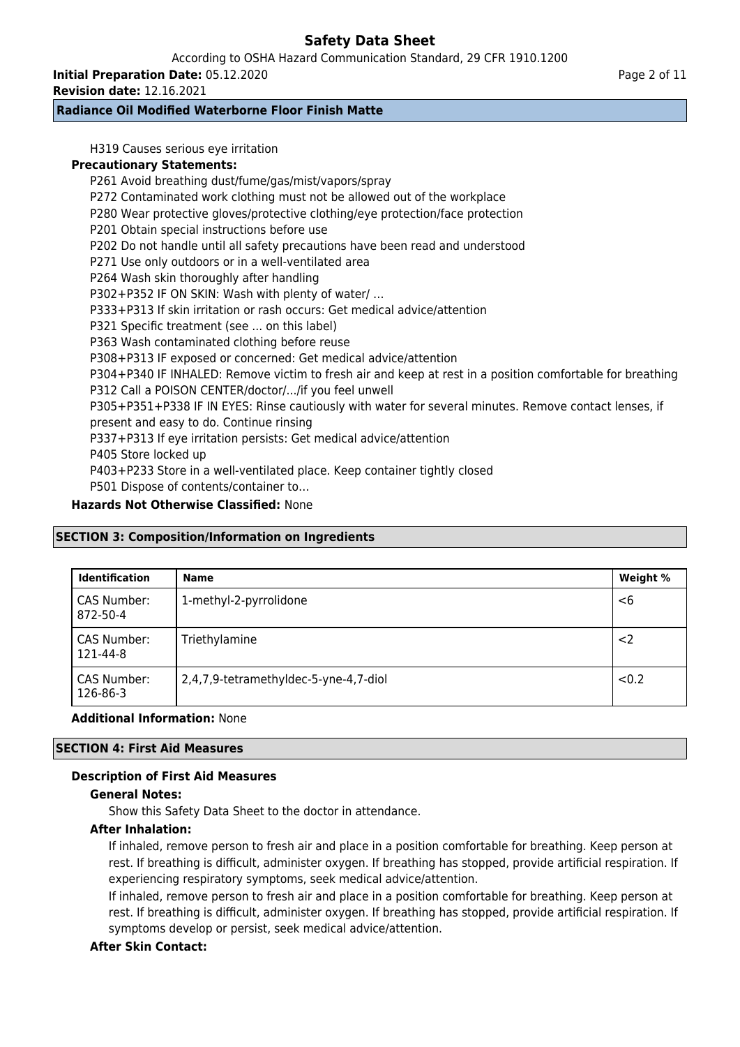H319 Causes serious eye irritation

**Precautionary Statements:**

P261 Avoid breathing dust/fume/gas/mist/vapors/spray
P272 Contaminated work clothing must not be allowed out of the workplace
P280 Wear protective gloves/protective clothing/eye protection/face protection
P201 Obtain special instructions before use
P202 Do not handle until all safety precautions have been read and understood
P271 Use only outdoors or in a well-ventilated area
P264 Wash skin thoroughly after handling
P302+P352 IF ON SKIN: Wash with plenty of water/ ...
P333+P313 If skin irritation or rash occurs: Get medical advice/attention
P321 Specific treatment (see ... on this label)
P363 Wash contaminated clothing before reuse
P308+P313 IF exposed or concerned: Get medical advice/attention
P304+P340 IF INHALED: Remove victim to fresh air and keep at rest in a position comfortable for breathing
P312 Call a POISON CENTER/doctor/.../if you feel unwell
P305+P351+P338 IF IN EYES: Rinse cautiously with water for several minutes. Remove contact lenses, if present and easy to do. Continue rinsing
P337+P313 If eye irritation persists: Get medical advice/attention
P405 Store locked up
P403+P233 Store in a well-ventilated place. Keep container tightly closed
P501 Dispose of contents/container to...

**Hazards Not Otherwise Classified:** None

## SECTION 3: Composition/Information on Ingredients

| Identification | Name | Weight % |
|---|---|---|
| CAS Number: 872-50-4 | 1-methyl-2-pyrrolidone | <6 |
| CAS Number: 121-44-8 | Triethylamine | <2 |
| CAS Number: 126-86-3 | 2,4,7,9-tetramethyldec-5-yne-4,7-diol | <0.2 |

**Additional Information:** None

## SECTION 4: First Aid Measures

### Description of First Aid Measures

**General Notes:**

Show this Safety Data Sheet to the doctor in attendance.

**After Inhalation:**

If inhaled, remove person to fresh air and place in a position comfortable for breathing. Keep person at rest. If breathing is difficult, administer oxygen. If breathing has stopped, provide artificial respiration. If experiencing respiratory symptoms, seek medical advice/attention.

If inhaled, remove person to fresh air and place in a position comfortable for breathing. Keep person at rest. If breathing is difficult, administer oxygen. If breathing has stopped, provide artificial respiration. If symptoms develop or persist, seek medical advice/attention.

**After Skin Contact:**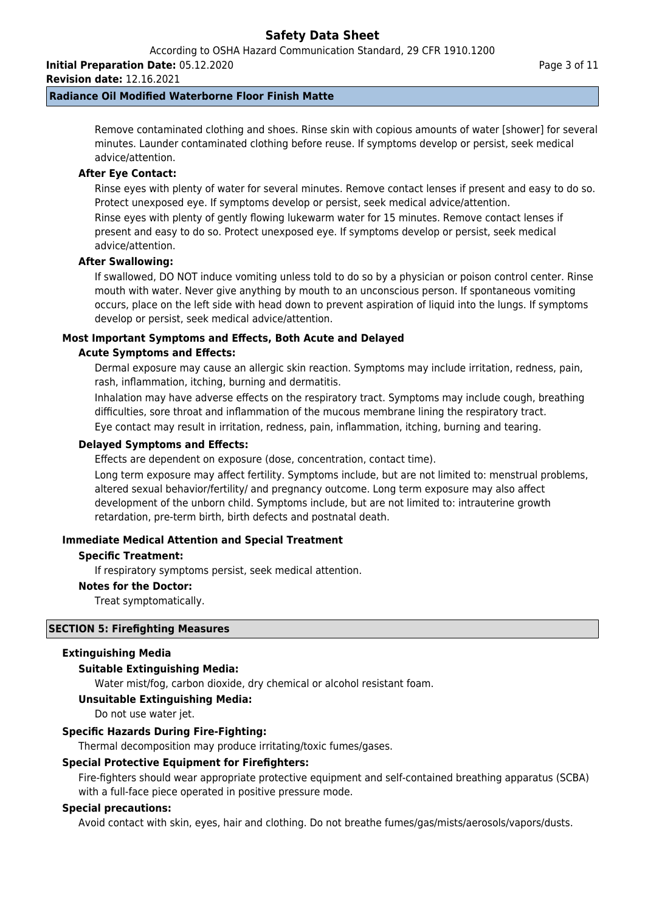Remove contaminated clothing and shoes. Rinse skin with copious amounts of water [shower] for several minutes. Launder contaminated clothing before reuse. If symptoms develop or persist, seek medical advice/attention.

**After Eye Contact:**

Rinse eyes with plenty of water for several minutes. Remove contact lenses if present and easy to do so. Protect unexposed eye. If symptoms develop or persist, seek medical advice/attention.

Rinse eyes with plenty of gently flowing lukewarm water for 15 minutes. Remove contact lenses if present and easy to do so. Protect unexposed eye. If symptoms develop or persist, seek medical advice/attention.

**After Swallowing:**

If swallowed, DO NOT induce vomiting unless told to do so by a physician or poison control center. Rinse mouth with water. Never give anything by mouth to an unconscious person. If spontaneous vomiting occurs, place on the left side with head down to prevent aspiration of liquid into the lungs. If symptoms develop or persist, seek medical advice/attention.

**Most Important Symptoms and Effects, Both Acute and Delayed**

**Acute Symptoms and Effects:**

Dermal exposure may cause an allergic skin reaction. Symptoms may include irritation, redness, pain, rash, inflammation, itching, burning and dermatitis.

Inhalation may have adverse effects on the respiratory tract. Symptoms may include cough, breathing difficulties, sore throat and inflammation of the mucous membrane lining the respiratory tract.

Eye contact may result in irritation, redness, pain, inflammation, itching, burning and tearing.

**Delayed Symptoms and Effects:**

Effects are dependent on exposure (dose, concentration, contact time).

Long term exposure may affect fertility. Symptoms include, but are not limited to: menstrual problems, altered sexual behavior/fertility/ and pregnancy outcome. Long term exposure may also affect development of the unborn child. Symptoms include, but are not limited to: intrauterine growth retardation, pre-term birth, birth defects and postnatal death.

**Immediate Medical Attention and Special Treatment**

**Specific Treatment:**

If respiratory symptoms persist, seek medical attention.

**Notes for the Doctor:**

Treat symptomatically.

## SECTION 5: Firefighting Measures

**Extinguishing Media**

**Suitable Extinguishing Media:**

Water mist/fog, carbon dioxide, dry chemical or alcohol resistant foam.

**Unsuitable Extinguishing Media:**

Do not use water jet.

**Specific Hazards During Fire-Fighting:**

Thermal decomposition may produce irritating/toxic fumes/gases.

**Special Protective Equipment for Firefighters:**

Fire-fighters should wear appropriate protective equipment and self-contained breathing apparatus (SCBA) with a full-face piece operated in positive pressure mode.

**Special precautions:**

Avoid contact with skin, eyes, hair and clothing. Do not breathe fumes/gas/mists/aerosols/vapors/dusts.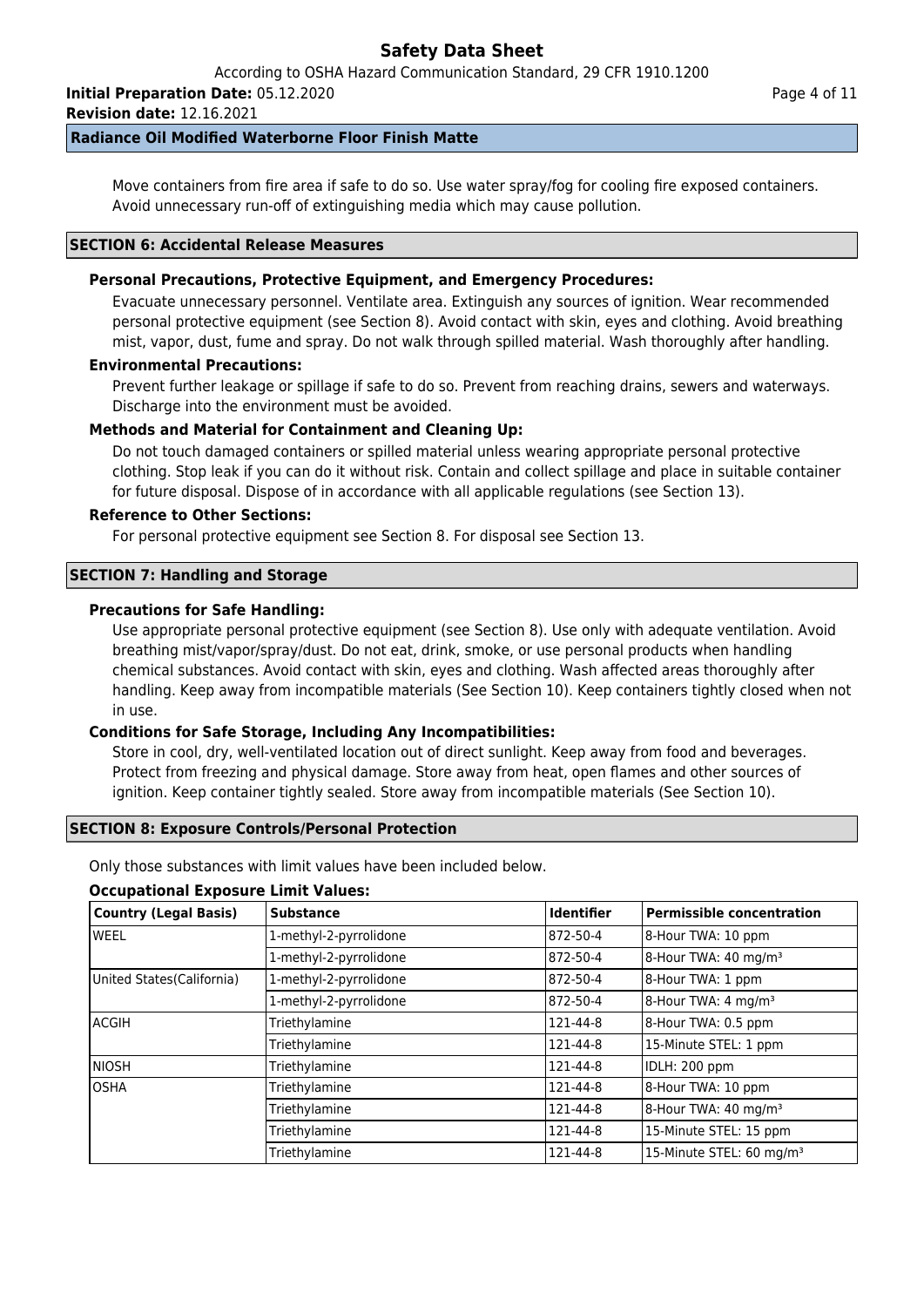Move containers from fire area if safe to do so. Use water spray/fog for cooling fire exposed containers. Avoid unnecessary run-off of extinguishing media which may cause pollution.

## SECTION 6: Accidental Release Measures

### Personal Precautions, Protective Equipment, and Emergency Procedures:

Evacuate unnecessary personnel. Ventilate area. Extinguish any sources of ignition. Wear recommended personal protective equipment (see Section 8). Avoid contact with skin, eyes and clothing. Avoid breathing mist, vapor, dust, fume and spray. Do not walk through spilled material. Wash thoroughly after handling.

### Environmental Precautions:

Prevent further leakage or spillage if safe to do so. Prevent from reaching drains, sewers and waterways. Discharge into the environment must be avoided.

### Methods and Material for Containment and Cleaning Up:

Do not touch damaged containers or spilled material unless wearing appropriate personal protective clothing. Stop leak if you can do it without risk. Contain and collect spillage and place in suitable container for future disposal. Dispose of in accordance with all applicable regulations (see Section 13).

### Reference to Other Sections:

For personal protective equipment see Section 8. For disposal see Section 13.

## SECTION 7: Handling and Storage

### Precautions for Safe Handling:

Use appropriate personal protective equipment (see Section 8). Use only with adequate ventilation. Avoid breathing mist/vapor/spray/dust. Do not eat, drink, smoke, or use personal products when handling chemical substances. Avoid contact with skin, eyes and clothing. Wash affected areas thoroughly after handling. Keep away from incompatible materials (See Section 10). Keep containers tightly closed when not in use.

### Conditions for Safe Storage, Including Any Incompatibilities:

Store in cool, dry, well-ventilated location out of direct sunlight. Keep away from food and beverages. Protect from freezing and physical damage. Store away from heat, open flames and other sources of ignition. Keep container tightly sealed. Store away from incompatible materials (See Section 10).

## SECTION 8: Exposure Controls/Personal Protection

Only those substances with limit values have been included below.

### Occupational Exposure Limit Values:

| Country (Legal Basis) | Substance | Identifier | Permissible concentration |
|---|---|---|---|
| WEEL | 1-methyl-2-pyrrolidone | 872-50-4 | 8-Hour TWA: 10 ppm |
| | 1-methyl-2-pyrrolidone | 872-50-4 | 8-Hour TWA: 40 mg/m³ |
| United States(California) | 1-methyl-2-pyrrolidone | 872-50-4 | 8-Hour TWA: 1 ppm |
| | 1-methyl-2-pyrrolidone | 872-50-4 | 8-Hour TWA: 4 mg/m³ |
| ACGIH | Triethylamine | 121-44-8 | 8-Hour TWA: 0.5 ppm |
| | Triethylamine | 121-44-8 | 15-Minute STEL: 1 ppm |
| NIOSH | Triethylamine | 121-44-8 | IDLH: 200 ppm |
| OSHA | Triethylamine | 121-44-8 | 8-Hour TWA: 10 ppm |
| | Triethylamine | 121-44-8 | 8-Hour TWA: 40 mg/m³ |
| | Triethylamine | 121-44-8 | 15-Minute STEL: 15 ppm |
| | Triethylamine | 121-44-8 | 15-Minute STEL: 60 mg/m³ |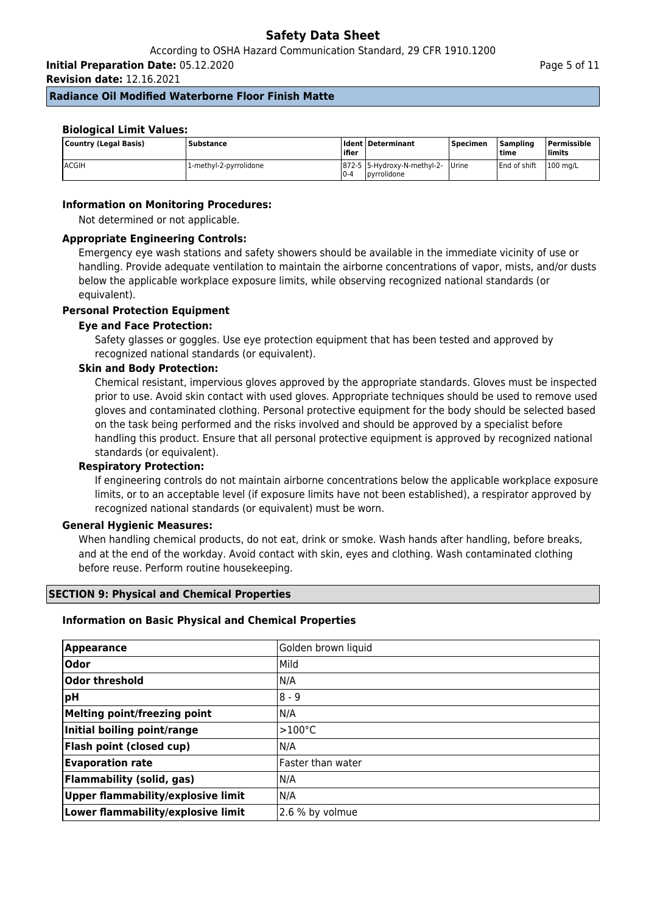### Biological Limit Values:

| Country (Legal Basis) | Substance | Identifier | Determinant | Specimen | Sampling time | Permissible limits |
|---|---|---|---|---|---|---|
| ACGIH | 1-methyl-2-pyrrolidone | 872-50-4 | 5-Hydroxy-N-methyl-2-pyrrolidone | Urine | End of shift | 100 mg/L |

### Information on Monitoring Procedures:

Not determined or not applicable.

### Appropriate Engineering Controls:

Emergency eye wash stations and safety showers should be available in the immediate vicinity of use or handling. Provide adequate ventilation to maintain the airborne concentrations of vapor, mists, and/or dusts below the applicable workplace exposure limits, while observing recognized national standards (or equivalent).

### Personal Protection Equipment

#### Eye and Face Protection:

Safety glasses or goggles. Use eye protection equipment that has been tested and approved by recognized national standards (or equivalent).

#### Skin and Body Protection:

Chemical resistant, impervious gloves approved by the appropriate standards. Gloves must be inspected prior to use. Avoid skin contact with used gloves. Appropriate techniques should be used to remove used gloves and contaminated clothing. Personal protective equipment for the body should be selected based on the task being performed and the risks involved and should be approved by a specialist before handling this product. Ensure that all personal protective equipment is approved by recognized national standards (or equivalent).

#### Respiratory Protection:

If engineering controls do not maintain airborne concentrations below the applicable workplace exposure limits, or to an acceptable level (if exposure limits have not been established), a respirator approved by recognized national standards (or equivalent) must be worn.

### General Hygienic Measures:

When handling chemical products, do not eat, drink or smoke. Wash hands after handling, before breaks, and at the end of the workday. Avoid contact with skin, eyes and clothing. Wash contaminated clothing before reuse. Perform routine housekeeping.

## SECTION 9: Physical and Chemical Properties

### Information on Basic Physical and Chemical Properties

| Property | Value |
|---|---|
| **Appearance** | Golden brown liquid |
| **Odor** | Mild |
| **Odor threshold** | N/A |
| **pH** | 8 - 9 |
| **Melting point/freezing point** | N/A |
| **Initial boiling point/range** | >100°C |
| **Flash point (closed cup)** | N/A |
| **Evaporation rate** | Faster than water |
| **Flammability (solid, gas)** | N/A |
| **Upper flammability/explosive limit** | N/A |
| **Lower flammability/explosive limit** | 2.6 % by volmue |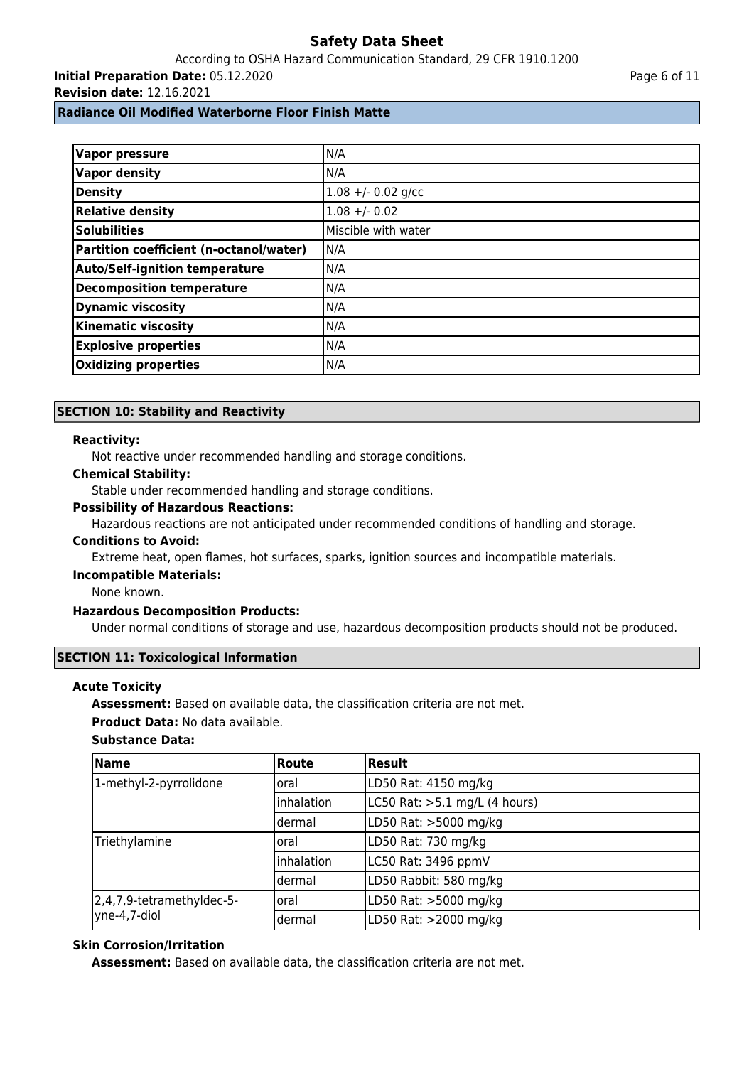| Vapor pressure | N/A |
|---|---|
| Vapor density | N/A |
| Density | 1.08 +/- 0.02 g/cc |
| Relative density | 1.08 +/- 0.02 |
| Solubilities | Miscible with water |
| Partition coefficient (n-octanol/water) | N/A |
| Auto/Self-ignition temperature | N/A |
| Decomposition temperature | N/A |
| Dynamic viscosity | N/A |
| Kinematic viscosity | N/A |
| Explosive properties | N/A |
| Oxidizing properties | N/A |

## SECTION 10: Stability and Reactivity

**Reactivity:**

Not reactive under recommended handling and storage conditions.

**Chemical Stability:**

Stable under recommended handling and storage conditions.

**Possibility of Hazardous Reactions:**

Hazardous reactions are not anticipated under recommended conditions of handling and storage.

**Conditions to Avoid:**

Extreme heat, open flames, hot surfaces, sparks, ignition sources and incompatible materials.

**Incompatible Materials:**

None known.

**Hazardous Decomposition Products:**

Under normal conditions of storage and use, hazardous decomposition products should not be produced.

## SECTION 11: Toxicological Information

**Acute Toxicity**

**Assessment:** Based on available data, the classification criteria are not met.

**Product Data:** No data available.

**Substance Data:**

| Name | Route | Result |
|---|---|---|
| 1-methyl-2-pyrrolidone | oral | LD50 Rat: 4150 mg/kg |
| | inhalation | LC50 Rat: >5.1 mg/L (4 hours) |
| | dermal | LD50 Rat: >5000 mg/kg |
| Triethylamine | oral | LD50 Rat: 730 mg/kg |
| | inhalation | LC50 Rat: 3496 ppmV |
| | dermal | LD50 Rabbit: 580 mg/kg |
| 2,4,7,9-tetramethyldec-5-yne-4,7-diol | oral | LD50 Rat: >5000 mg/kg |
| | dermal | LD50 Rat: >2000 mg/kg |

**Skin Corrosion/Irritation**

**Assessment:** Based on available data, the classification criteria are not met.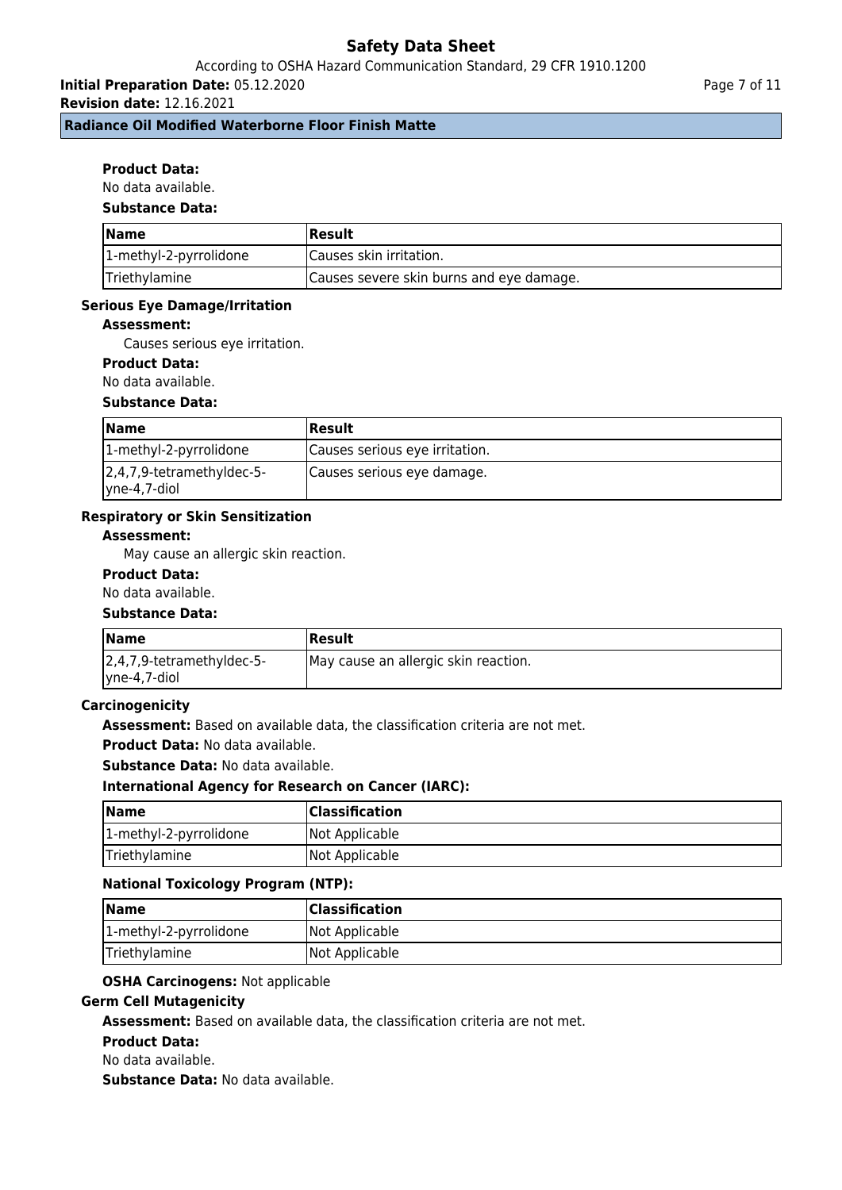**Product Data:**

No data available.

**Substance Data:**

| Name | Result |
|---|---|
| 1-methyl-2-pyrrolidone | Causes skin irritation. |
| Triethylamine | Causes severe skin burns and eye damage. |

### Serious Eye Damage/Irritation

**Assessment:**

Causes serious eye irritation.

**Product Data:**

No data available.

**Substance Data:**

| Name | Result |
|---|---|
| 1-methyl-2-pyrrolidone | Causes serious eye irritation. |
| 2,4,7,9-tetramethyldec-5-yne-4,7-diol | Causes serious eye damage. |

### Respiratory or Skin Sensitization

**Assessment:**

May cause an allergic skin reaction.

**Product Data:**

No data available.

**Substance Data:**

| Name | Result |
|---|---|
| 2,4,7,9-tetramethyldec-5-yne-4,7-diol | May cause an allergic skin reaction. |

### Carcinogenicity

**Assessment:** Based on available data, the classification criteria are not met.

**Product Data:** No data available.

**Substance Data:** No data available.

**International Agency for Research on Cancer (IARC):**

| Name | Classification |
|---|---|
| 1-methyl-2-pyrrolidone | Not Applicable |
| Triethylamine | Not Applicable |

**National Toxicology Program (NTP):**

| Name | Classification |
|---|---|
| 1-methyl-2-pyrrolidone | Not Applicable |
| Triethylamine | Not Applicable |

**OSHA Carcinogens:** Not applicable

### Germ Cell Mutagenicity

**Assessment:** Based on available data, the classification criteria are not met.

**Product Data:**

No data available.

**Substance Data:** No data available.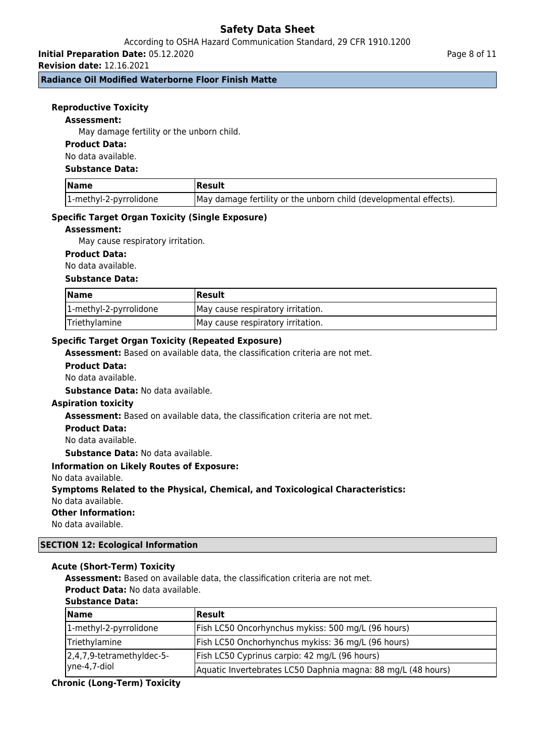### Reproductive Toxicity

**Assessment:**

May damage fertility or the unborn child.

**Product Data:**

No data available.

**Substance Data:**

| Name | Result |
|---|---|
| 1-methyl-2-pyrrolidone | May damage fertility or the unborn child (developmental effects). |

### Specific Target Organ Toxicity (Single Exposure)

**Assessment:**

May cause respiratory irritation.

**Product Data:**

No data available.

**Substance Data:**

| Name | Result |
|---|---|
| 1-methyl-2-pyrrolidone | May cause respiratory irritation. |
| Triethylamine | May cause respiratory irritation. |

### Specific Target Organ Toxicity (Repeated Exposure)

**Assessment:** Based on available data, the classification criteria are not met.

**Product Data:**

No data available.

**Substance Data:** No data available.

### Aspiration toxicity

**Assessment:** Based on available data, the classification criteria are not met.

**Product Data:**

No data available.

**Substance Data:** No data available.

### Information on Likely Routes of Exposure:

No data available.

### Symptoms Related to the Physical, Chemical, and Toxicological Characteristics:

No data available.

### Other Information:

No data available.

## SECTION 12: Ecological Information

### Acute (Short-Term) Toxicity

**Assessment:** Based on available data, the classification criteria are not met.

**Product Data:** No data available.

**Substance Data:**

| Name | Result |
|---|---|
| 1-methyl-2-pyrrolidone | Fish LC50 Oncorhynchus mykiss: 500 mg/L (96 hours) |
| Triethylamine | Fish LC50 Onchorhynchus mykiss: 36 mg/L (96 hours) |
| 2,4,7,9-tetramethyldec-5-yne-4,7-diol | Fish LC50 Cyprinus carpio: 42 mg/L (96 hours) |
| | Aquatic Invertebrates LC50 Daphnia magna: 88 mg/L (48 hours) |

### Chronic (Long-Term) Toxicity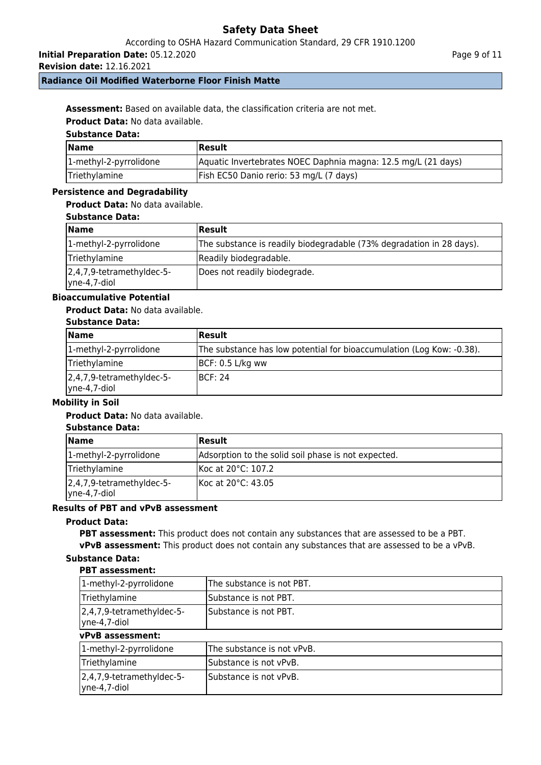**Assessment:** Based on available data, the classification criteria are not met.

**Product Data:** No data available.

**Substance Data:**

| Name | Result |
|---|---|
| 1-methyl-2-pyrrolidone | Aquatic Invertebrates NOEC Daphnia magna: 12.5 mg/L (21 days) |
| Triethylamine | Fish EC50 Danio rerio: 53 mg/L (7 days) |

### Persistence and Degradability

**Product Data:** No data available.

**Substance Data:**

| Name | Result |
|---|---|
| 1-methyl-2-pyrrolidone | The substance is readily biodegradable (73% degradation in 28 days). |
| Triethylamine | Readily biodegradable. |
| 2,4,7,9-tetramethyldec-5-yne-4,7-diol | Does not readily biodegrade. |

### Bioaccumulative Potential

**Product Data:** No data available.

**Substance Data:**

| Name | Result |
|---|---|
| 1-methyl-2-pyrrolidone | The substance has low potential for bioaccumulation (Log Kow: -0.38). |
| Triethylamine | BCF: 0.5 L/kg ww |
| 2,4,7,9-tetramethyldec-5-yne-4,7-diol | BCF: 24 |

### Mobility in Soil

**Product Data:** No data available.

**Substance Data:**

| Name | Result |
|---|---|
| 1-methyl-2-pyrrolidone | Adsorption to the solid soil phase is not expected. |
| Triethylamine | Koc at 20°C: 107.2 |
| 2,4,7,9-tetramethyldec-5-yne-4,7-diol | Koc at 20°C: 43.05 |

### Results of PBT and vPvB assessment

**Product Data:**

**PBT assessment:** This product does not contain any substances that are assessed to be a PBT.

**vPvB assessment:** This product does not contain any substances that are assessed to be a vPvB.

**Substance Data:**

**PBT assessment:**

| | |
|---|---|
| 1-methyl-2-pyrrolidone | The substance is not PBT. |
| Triethylamine | Substance is not PBT. |
| 2,4,7,9-tetramethyldec-5-yne-4,7-diol | Substance is not PBT. |

**vPvB assessment:**

| | |
|---|---|
| 1-methyl-2-pyrrolidone | The substance is not vPvB. |
| Triethylamine | Substance is not vPvB. |
| 2,4,7,9-tetramethyldec-5-yne-4,7-diol | Substance is not vPvB. |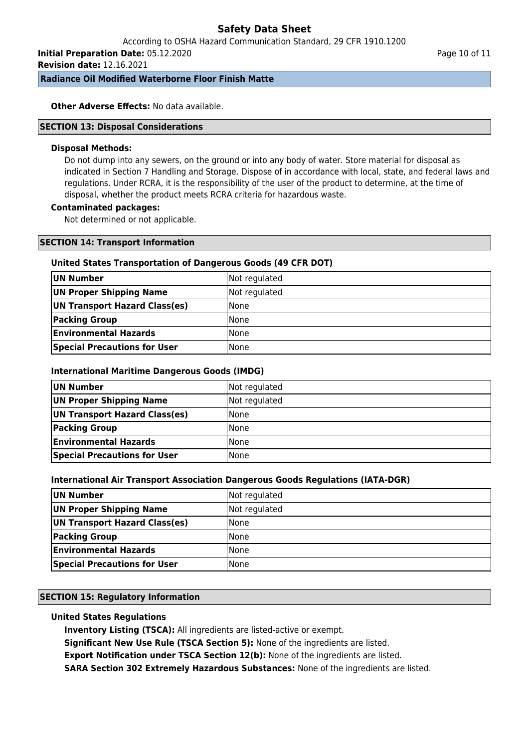**Other Adverse Effects:** No data available.

## SECTION 13: Disposal Considerations

**Disposal Methods:**

Do not dump into any sewers, on the ground or into any body of water. Store material for disposal as indicated in Section 7 Handling and Storage. Dispose of in accordance with local, state, and federal laws and regulations. Under RCRA, it is the responsibility of the user of the product to determine, at the time of disposal, whether the product meets RCRA criteria for hazardous waste.

**Contaminated packages:**

Not determined or not applicable.

## SECTION 14: Transport Information

### United States Transportation of Dangerous Goods (49 CFR DOT)

| | |
|---|---|
| **UN Number** | Not regulated |
| **UN Proper Shipping Name** | Not regulated |
| **UN Transport Hazard Class(es)** | None |
| **Packing Group** | None |
| **Environmental Hazards** | None |
| **Special Precautions for User** | None |

### International Maritime Dangerous Goods (IMDG)

| | |
|---|---|
| **UN Number** | Not regulated |
| **UN Proper Shipping Name** | Not regulated |
| **UN Transport Hazard Class(es)** | None |
| **Packing Group** | None |
| **Environmental Hazards** | None |
| **Special Precautions for User** | None |

### International Air Transport Association Dangerous Goods Regulations (IATA-DGR)

| | |
|---|---|
| **UN Number** | Not regulated |
| **UN Proper Shipping Name** | Not regulated |
| **UN Transport Hazard Class(es)** | None |
| **Packing Group** | None |
| **Environmental Hazards** | None |
| **Special Precautions for User** | None |

## SECTION 15: Regulatory Information

### United States Regulations

**Inventory Listing (TSCA):** All ingredients are listed-active or exempt.

**Significant New Use Rule (TSCA Section 5):** None of the ingredients are listed.

**Export Notification under TSCA Section 12(b):** None of the ingredients are listed.

**SARA Section 302 Extremely Hazardous Substances:** None of the ingredients are listed.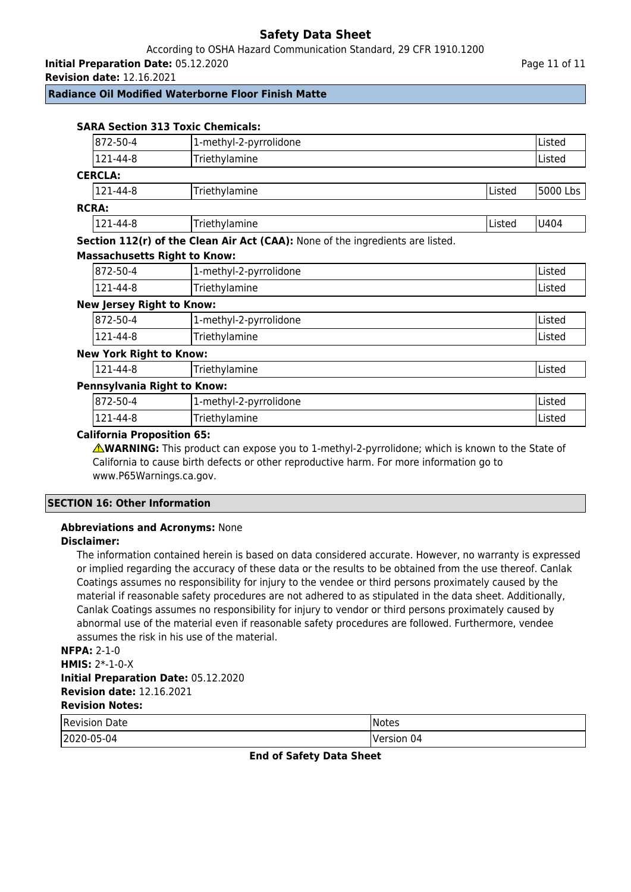**SARA Section 313 Toxic Chemicals:**

| | | |
|---|---|---|
| 872-50-4 | 1-methyl-2-pyrrolidone | Listed |
| 121-44-8 | Triethylamine | Listed |

**CERCLA:**

| | | | |
|---|---|---|---|
| 121-44-8 | Triethylamine | Listed | 5000 Lbs |

**RCRA:**

| | | | |
|---|---|---|---|
| 121-44-8 | Triethylamine | Listed | U404 |

**Section 112(r) of the Clean Air Act (CAA):** None of the ingredients are listed.

**Massachusetts Right to Know:**

| | | |
|---|---|---|
| 872-50-4 | 1-methyl-2-pyrrolidone | Listed |
| 121-44-8 | Triethylamine | Listed |

**New Jersey Right to Know:**

| | | |
|---|---|---|
| 872-50-4 | 1-methyl-2-pyrrolidone | Listed |
| 121-44-8 | Triethylamine | Listed |

**New York Right to Know:**

| | | |
|---|---|---|
| 121-44-8 | Triethylamine | Listed |

**Pennsylvania Right to Know:**

| | | |
|---|---|---|
| 872-50-4 | 1-methyl-2-pyrrolidone | Listed |
| 121-44-8 | Triethylamine | Listed |

**California Proposition 65:**

⚠**WARNING:** This product can expose you to 1-methyl-2-pyrrolidone; which is known to the State of California to cause birth defects or other reproductive harm. For more information go to www.P65Warnings.ca.gov.

## SECTION 16: Other Information

**Abbreviations and Acronyms:** None

**Disclaimer:**

The information contained herein is based on data considered accurate. However, no warranty is expressed or implied regarding the accuracy of these data or the results to be obtained from the use thereof. Canlak Coatings assumes no responsibility for injury to the vendee or third persons proximately caused by the material if reasonable safety procedures are not adhered to as stipulated in the data sheet. Additionally, Canlak Coatings assumes no responsibility for injury to vendor or third persons proximately caused by abnormal use of the material even if reasonable safety procedures are followed. Furthermore, vendee assumes the risk in his use of the material.

**NFPA:** 2-1-0

**HMIS:** 2*-1-0-X

**Initial Preparation Date:** 05.12.2020

**Revision date:** 12.16.2021

**Revision Notes:**

| Revision Date | Notes |
|---|---|
| 2020-05-04 | Version 04 |

**End of Safety Data Sheet**